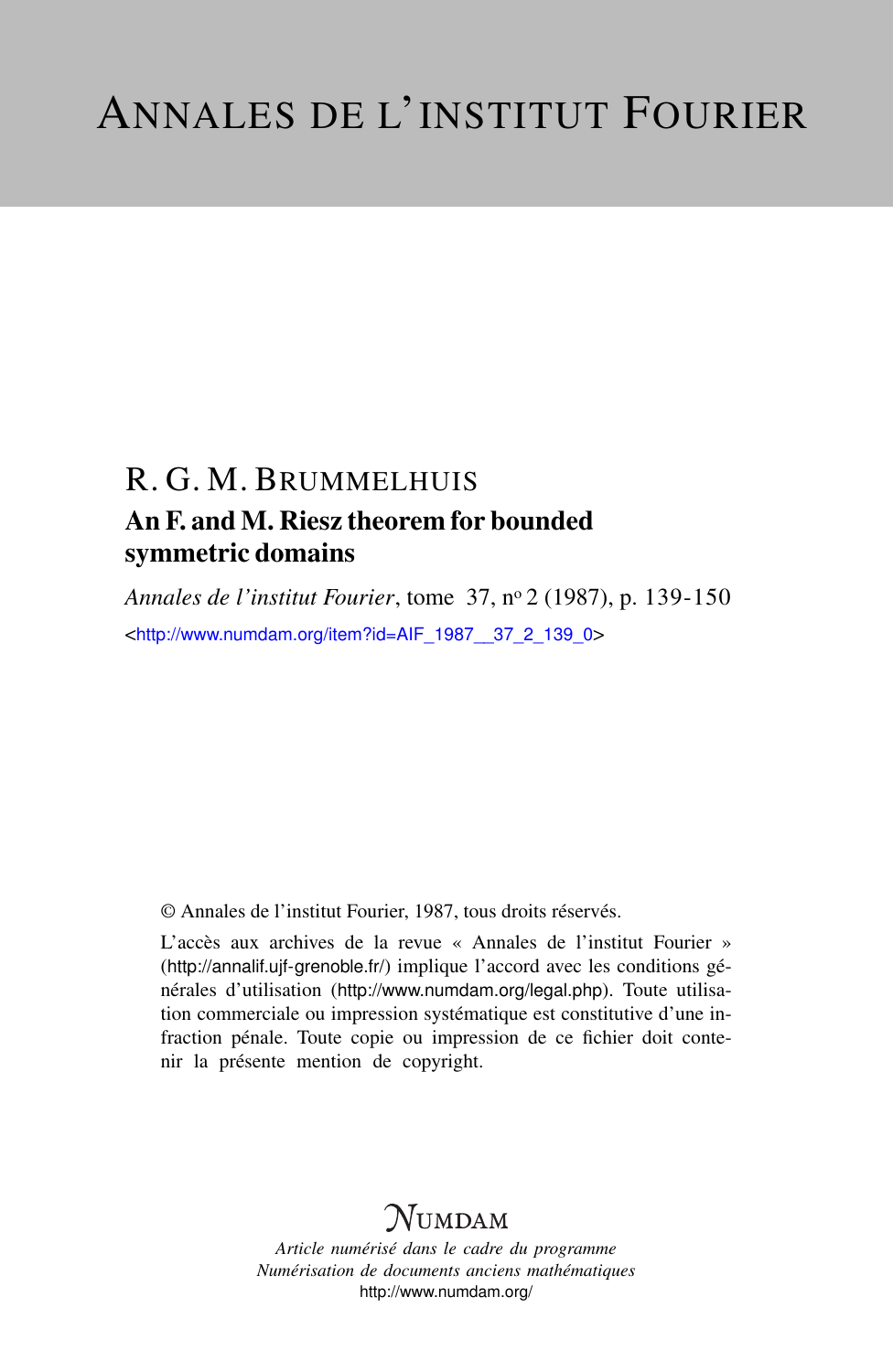# ANNALES DE L'INSTITUT FOURIER

R. G. M. BRUMMELHUIS

## An F. and M. Riesz theorem for bounded symmetric domains

*Annales de l'institut Fourier*, tome 37, n[o] 2 (1987), p. 139-150

<http://www.numdam.org/item?id=AIF_1987__37_2_139_0>

© Annales de l'institut Fourier, 1987, tous droits réservés.

L'accès aux archives de la revue « Annales de l'institut Fourier » (http://annalif.ujf-grenoble.fr/) implique l'accord avec les conditions générales d'utilisation (http://www.numdam.org/legal.php). Toute utilisation commerciale ou impression systématique est constitutive d'une infraction pénale. Toute copie ou impression de ce fichier doit contenir la présente mention de copyright.

NUMDAM

*Article numérisé dans le cadre du programme*
*Numérisation de documents anciens mathématiques*
http://www.numdam.org/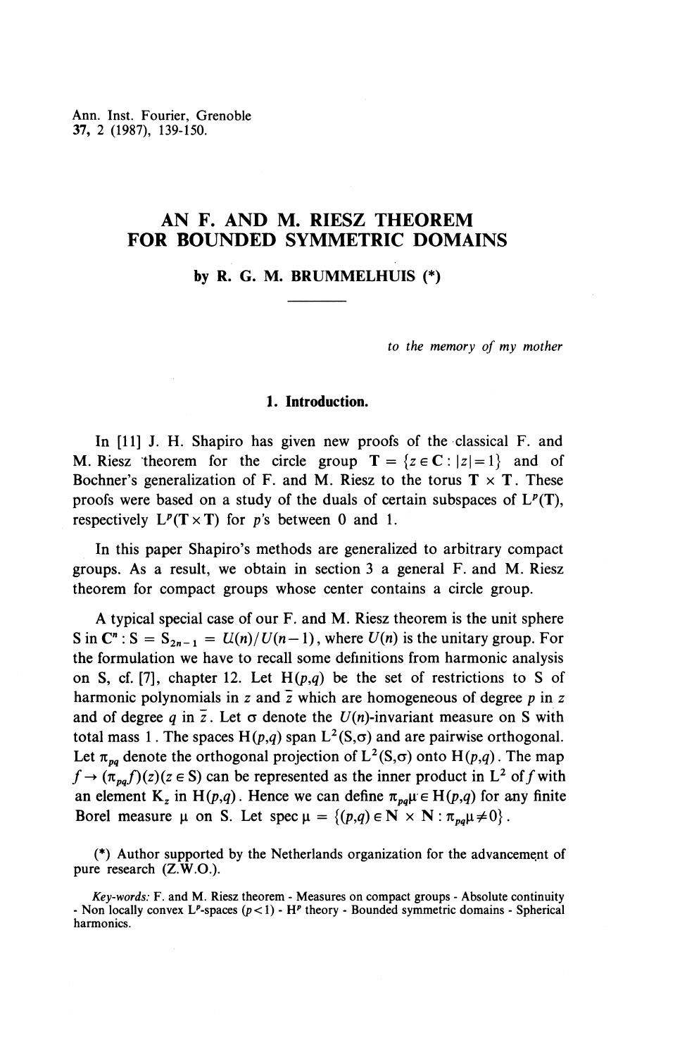Ann. Inst. Fourier, Grenoble
**37**, 2 (1987), 139-150.

# AN F. AND M. RIESZ THEOREM FOR BOUNDED SYMMETRIC DOMAINS

**by R. G. M. BRUMMELHUIS (*)**

*to the memory of my mother*

## 1. Introduction.

In [11] J. H. Shapiro has given new proofs of the classical F. and M. Riesz theorem for the circle group $\mathbf{T} = \{z \in \mathbf{C} : |z| = 1\}$ and of Bochner's generalization of F. and M. Riesz to the torus $\mathbf{T} \times \mathbf{T}$. These proofs were based on a study of the duals of certain subspaces of $L^p(\mathbf{T})$, respectively $L^p(\mathbf{T} \times \mathbf{T})$ for $p$'s between 0 and 1.

In this paper Shapiro's methods are generalized to arbitrary compact groups. As a result, we obtain in section 3 a general F. and M. Riesz theorem for compact groups whose center contains a circle group.

A typical special case of our F. and M. Riesz theorem is the unit sphere S in $\mathbf{C}^n$ : $S = S_{2n-1} = \mathcal{U}(n)/\mathcal{U}(n-1)$, where $\mathcal{U}(n)$ is the unitary group. For the formulation we have to recall some definitions from harmonic analysis on S, cf. [7], chapter 12. Let $H(p,q)$ be the set of restrictions to S of harmonic polynomials in $z$ and $\bar{z}$ which are homogeneous of degree $p$ in $z$ and of degree $q$ in $\bar{z}$. Let $\sigma$ denote the $\mathcal{U}(n)$-invariant measure on S with total mass 1. The spaces $H(p,q)$ span $L^2(S,\sigma)$ and are pairwise orthogonal. Let $\pi_{pq}$ denote the orthogonal projection of $L^2(S,\sigma)$ onto $H(p,q)$. The map $f \to (\pi_{pq}f)(z)(z \in S)$ can be represented as the inner product in $L^2$ of $f$ with an element $K_z$ in $H(p,q)$. Hence we can define $\pi_{pq}\mu \in H(p,q)$ for any finite Borel measure $\mu$ on S. Let $\operatorname{spec}\mu = \{(p,q) \in \mathbf{N} \times \mathbf{N} : \pi_{pq}\mu \neq 0\}$.

(*) Author supported by the Netherlands organization for the advancement of pure research (Z.W.O.).

*Key-words:* F. and M. Riesz theorem - Measures on compact groups - Absolute continuity - Non locally convex $L^p$-spaces ($p < 1$) - $H^p$ theory - Bounded symmetric domains - Spherical harmonics.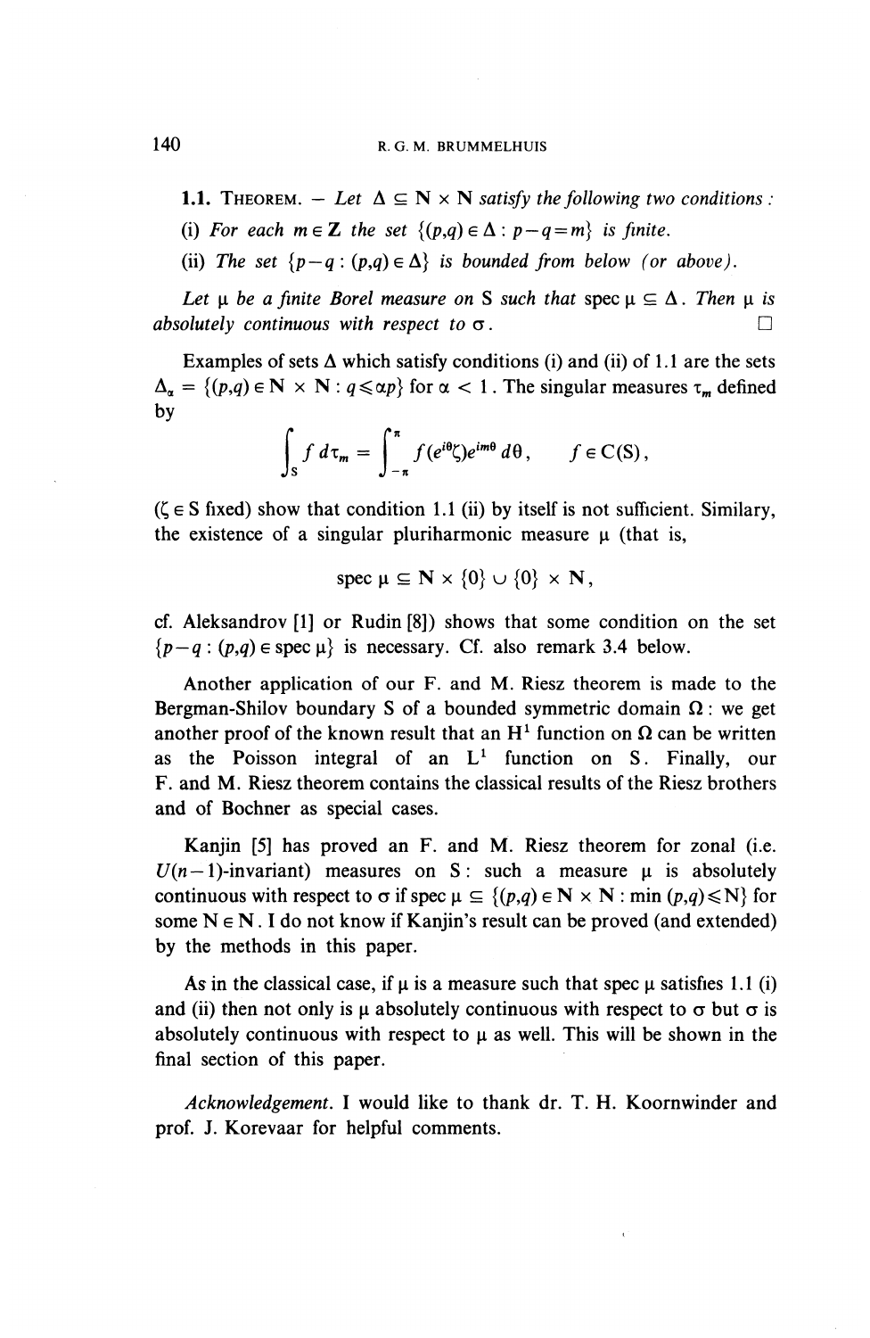**1.1. Theorem.** — *Let $\Delta \subseteq \mathbf{N} \times \mathbf{N}$ satisfy the following two conditions:*

(i) *For each $m \in \mathbf{Z}$ the set $\{(p,q) \in \Delta : p - q = m\}$ is finite.*

(ii) *The set $\{p - q : (p,q) \in \Delta\}$ is bounded from below (or above).*

*Let $\mu$ be a finite Borel measure on S such that $\operatorname{spec} \mu \subseteq \Delta$. Then $\mu$ is absolutely continuous with respect to $\sigma$.* $\square$

Examples of sets $\Delta$ which satisfy conditions (i) and (ii) of 1.1 are the sets $\Delta_\alpha = \{(p,q) \in \mathbf{N} \times \mathbf{N} : q \leqslant \alpha p\}$ for $\alpha < 1$. The singular measures $\tau_m$ defined by

$$\int_{\mathrm{S}} f \, d\tau_m = \int_{-\pi}^{\pi} f(e^{i\theta}\zeta) e^{im\theta} \, d\theta, \qquad f \in \mathrm{C}(\mathrm{S}),$$

($\zeta \in \mathrm{S}$ fixed) show that condition 1.1 (ii) by itself is not sufficient. Similary, the existence of a singular pluriharmonic measure $\mu$ (that is,

$$\operatorname{spec} \mu \subseteq \mathbf{N} \times \{0\} \cup \{0\} \times \mathbf{N},$$

cf. Aleksandrov [1] or Rudin [8]) shows that some condition on the set $\{p - q : (p,q) \in \operatorname{spec} \mu\}$ is necessary. Cf. also remark 3.4 below.

Another application of our F. and M. Riesz theorem is made to the Bergman-Shilov boundary S of a bounded symmetric domain $\Omega$: we get another proof of the known result that an $\mathrm{H}^1$ function on $\Omega$ can be written as the Poisson integral of an $\mathrm{L}^1$ function on S. Finally, our F. and M. Riesz theorem contains the classical results of the Riesz brothers and of Bochner as special cases.

Kanjin [5] has proved an F. and M. Riesz theorem for zonal (i.e. $U(n-1)$-invariant) measures on S: such a measure $\mu$ is absolutely continuous with respect to $\sigma$ if $\operatorname{spec} \mu \subseteq \{(p,q) \in \mathbf{N} \times \mathbf{N} : \min(p,q) \leqslant \mathrm{N}\}$ for some $\mathrm{N} \in \mathbf{N}$. I do not know if Kanjin's result can be proved (and extended) by the methods in this paper.

As in the classical case, if $\mu$ is a measure such that $\operatorname{spec} \mu$ satisfies 1.1 (i) and (ii) then not only is $\mu$ absolutely continuous with respect to $\sigma$ but $\sigma$ is absolutely continuous with respect to $\mu$ as well. This will be shown in the final section of this paper.

*Acknowledgement.* I would like to thank dr. T. H. Koornwinder and prof. J. Korevaar for helpful comments.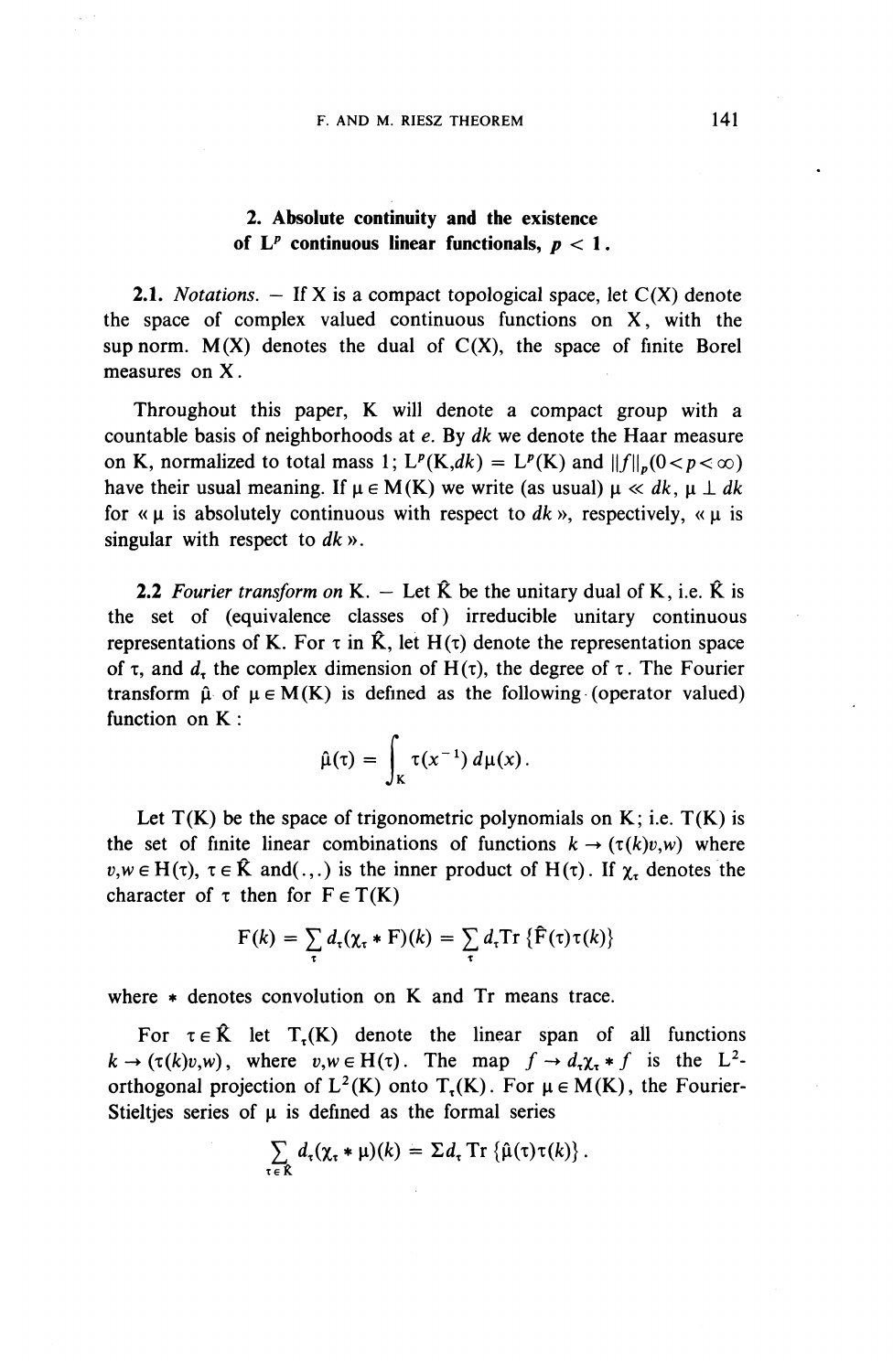## 2. Absolute continuity and the existence of $L^p$ continuous linear functionals, $p < 1$.

**2.1.** *Notations.* — If X is a compact topological space, let C(X) denote the space of complex valued continuous functions on X, with the sup norm. M(X) denotes the dual of C(X), the space of finite Borel measures on X.

Throughout this paper, K will denote a compact group with a countable basis of neighborhoods at $e$. By $dk$ we denote the Haar measure on K, normalized to total mass 1; $L^p(K,dk) = L^p(K)$ and $\|f\|_p (0<p<\infty)$ have their usual meaning. If $\mu \in M(K)$ we write (as usual) $\mu \ll dk$, $\mu \perp dk$ for « $\mu$ is absolutely continuous with respect to $dk$ », respectively, « $\mu$ is singular with respect to $dk$ ».

**2.2** *Fourier transform on* K. — Let $\hat{K}$ be the unitary dual of K, i.e. $\hat{K}$ is the set of (equivalence classes of) irreducible unitary continuous representations of K. For $\tau$ in $\hat{K}$, let $H(\tau)$ denote the representation space of $\tau$, and $d_\tau$ the complex dimension of $H(\tau)$, the degree of $\tau$. The Fourier transform $\hat{\mu}$ of $\mu \in M(K)$ is defined as the following (operator valued) function on K:

$$\hat{\mu}(\tau) = \int_K \tau(x^{-1})\, d\mu(x).$$

Let T(K) be the space of trigonometric polynomials on K; i.e. T(K) is the set of finite linear combinations of functions $k \to (\tau(k)v,w)$ where $v,w \in H(\tau)$, $\tau \in \hat{K}$ and $(.,.)$ is the inner product of $H(\tau)$. If $\chi_\tau$ denotes the character of $\tau$ then for $F \in T(K)$

$$F(k) = \sum_\tau d_\tau(\chi_\tau * F)(k) = \sum_\tau d_\tau \mathrm{Tr}\,\{\hat{F}(\tau)\tau(k)\}$$

where $*$ denotes convolution on K and Tr means trace.

For $\tau \in \hat{K}$ let $T_\tau(K)$ denote the linear span of all functions $k \to (\tau(k)v,w)$, where $v,w \in H(\tau)$. The map $f \to d_\tau \chi_\tau * f$ is the $L^2$-orthogonal projection of $L^2(K)$ onto $T_\tau(K)$. For $\mu \in M(K)$, the Fourier-Stieltjes series of $\mu$ is defined as the formal series

$$\sum_{\tau \in \hat{K}} d_\tau(\chi_\tau * \mu)(k) = \Sigma d_\tau \,\mathrm{Tr}\,\{\hat{\mu}(\tau)\tau(k)\}.$$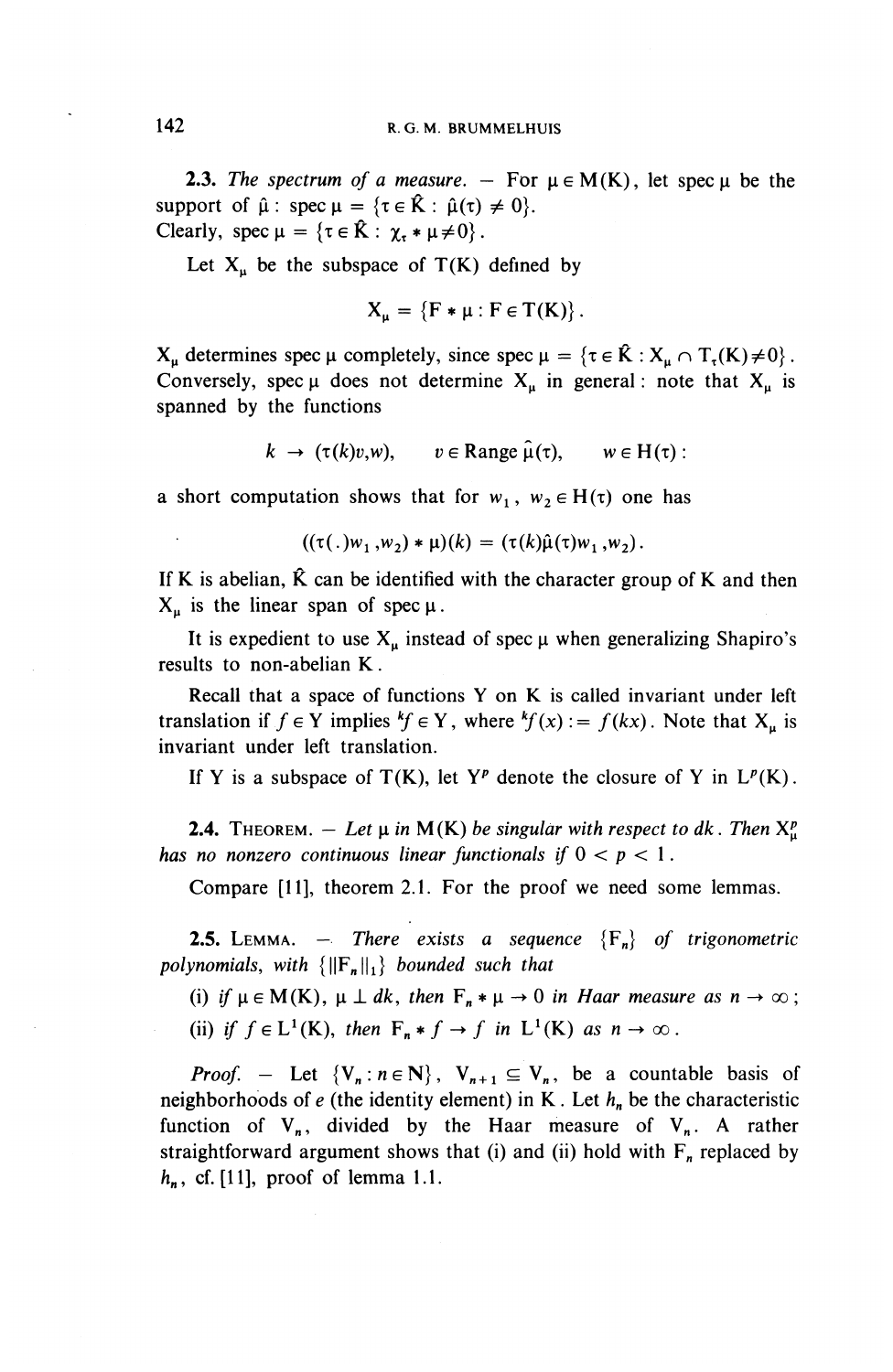**2.3.** *The spectrum of a measure.* — For $\mu \in M(K)$, let $\operatorname{spec} \mu$ be the support of $\hat{\mu}$ : $\operatorname{spec} \mu = \{\tau \in \hat{K} : \hat{\mu}(\tau) \neq 0\}$.
Clearly, $\operatorname{spec} \mu = \{\tau \in \hat{K} : \chi_\tau * \mu \neq 0\}$.

Let $X_\mu$ be the subspace of $T(K)$ defined by

$$X_\mu = \{F * \mu : F \in T(K)\}.$$

$X_\mu$ determines $\operatorname{spec} \mu$ completely, since $\operatorname{spec} \mu = \{\tau \in \hat{K} : X_\mu \cap T_\tau(K) \neq 0\}$. Conversely, $\operatorname{spec} \mu$ does not determine $X_\mu$ in general : note that $X_\mu$ is spanned by the functions

$$k \to (\tau(k)v, w), \qquad v \in \operatorname{Range} \hat{\mu}(\tau), \qquad w \in H(\tau) :$$

a short computation shows that for $w_1$, $w_2 \in H(\tau)$ one has

$$((\tau(.)w_1, w_2) * \mu)(k) = (\tau(k)\hat{\mu}(\tau)w_1, w_2).$$

If K is abelian, $\hat{K}$ can be identified with the character group of K and then $X_\mu$ is the linear span of $\operatorname{spec} \mu$.

It is expedient to use $X_\mu$ instead of $\operatorname{spec} \mu$ when generalizing Shapiro's results to non-abelian K.

Recall that a space of functions Y on K is called invariant under left translation if $f \in Y$ implies ${}^k f \in Y$, where ${}^k f(x) := f(kx)$. Note that $X_\mu$ is invariant under left translation.

If Y is a subspace of $T(K)$, let $Y^p$ denote the closure of Y in $L^p(K)$.

**2.4. Theorem.** — *Let $\mu$ in $M(K)$ be singular with respect to $dk$. Then $X_\mu^p$ has no nonzero continuous linear functionals if $0 < p < 1$.*

Compare [11], theorem 2.1. For the proof we need some lemmas.

**2.5. Lemma.** — *There exists a sequence $\{F_n\}$ of trigonometric polynomials, with $\{\|F_n\|_1\}$ bounded such that*

(i) *if $\mu \in M(K)$, $\mu \perp dk$, then $F_n * \mu \to 0$ in Haar measure as $n \to \infty$ ;*

(ii) *if $f \in L^1(K)$, then $F_n * f \to f$ in $L^1(K)$ as $n \to \infty$.*

*Proof.* — Let $\{V_n : n \in \mathbf{N}\}$, $V_{n+1} \subseteq V_n$, be a countable basis of neighborhoods of $e$ (the identity element) in K. Let $h_n$ be the characteristic function of $V_n$, divided by the Haar measure of $V_n$. A rather straightforward argument shows that (i) and (ii) hold with $F_n$ replaced by $h_n$, cf. [11], proof of lemma 1.1.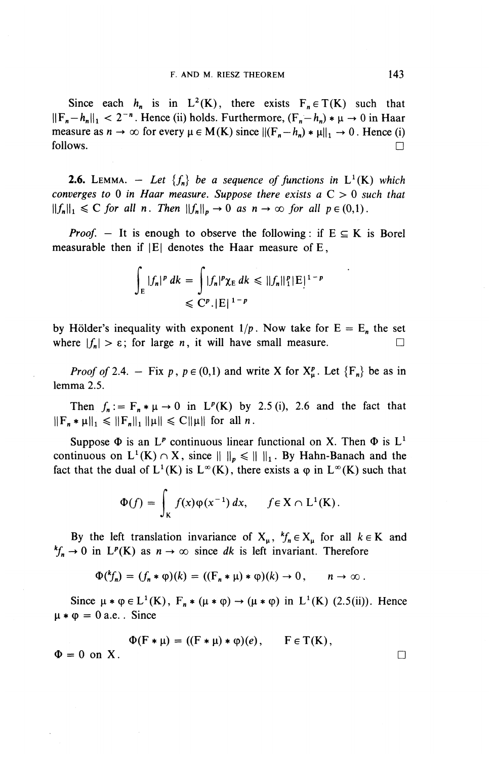Since each $h_n$ is in $L^2(K)$, there exists $F_n \in T(K)$ such that $\|F_n - h_n\|_1 < 2^{-n}$. Hence (ii) holds. Furthermore, $(F_n - h_n) * \mu \to 0$ in Haar measure as $n \to \infty$ for every $\mu \in M(K)$ since $\|(F_n - h_n) * \mu\|_1 \to 0$. Hence (i) follows. □

**2.6.** Lemma. — *Let $\{f_n\}$ be a sequence of functions in $L^1(K)$ which converges to 0 in Haar measure. Suppose there exists a $C > 0$ such that $\|f_n\|_1 \leqslant C$ for all $n$. Then $\|f_n\|_p \to 0$ as $n \to \infty$ for all $p \in (0,1)$.*

*Proof.* — It is enough to observe the following: if $E \subseteq K$ is Borel measurable then if $|E|$ denotes the Haar measure of $E$,

$$\int_E |f_n|^p \, dk = \int |f_n|^p \chi_E \, dk \leqslant \|f_n\|_1^p |E|^{1-p}$$
$$\leqslant C^p . |E|^{1-p}$$

by Hölder's inequality with exponent $1/p$. Now take for $E = E_n$ the set where $|f_n| > \varepsilon$; for large $n$, it will have small measure. □

*Proof of* 2.4. — Fix $p$, $p \in (0,1)$ and write $X$ for $X_\mu^p$. Let $\{F_n\}$ be as in lemma 2.5.

Then $f_n := F_n * \mu \to 0$ in $L^p(K)$ by 2.5 (i), 2.6 and the fact that $\|F_n * \mu\|_1 \leqslant \|F_n\|_1 \|\mu\| \leqslant C\|\mu\|$ for all $n$.

Suppose $\Phi$ is an $L^p$ continuous linear functional on $X$. Then $\Phi$ is $L^1$ continuous on $L^1(K) \cap X$, since $\| \ \|_p \leqslant \| \ \|_1$. By Hahn-Banach and the fact that the dual of $L^1(K)$ is $L^\infty(K)$, there exists a $\varphi$ in $L^\infty(K)$ such that

$$\Phi(f) = \int_K f(x)\varphi(x^{-1}) \, dx, \qquad f \in X \cap L^1(K).$$

By the left translation invariance of $X_\mu$, ${}^k f_n \in X_\mu$ for all $k \in K$ and ${}^k f_n \to 0$ in $L^p(K)$ as $n \to \infty$ since $dk$ is left invariant. Therefore

$$\Phi({}^k f_n) = (f_n * \varphi)(k) = ((F_n * \mu) * \varphi)(k) \to 0, \qquad n \to \infty .$$

Since $\mu * \varphi \in L^1(K)$, $F_n * (\mu * \varphi) \to (\mu * \varphi)$ in $L^1(K)$ (2.5(ii)). Hence $\mu * \varphi = 0$ a.e.. Since

$$\Phi(F * \mu) = ((F * \mu) * \varphi)(e), \qquad F \in T(K),$$

$\Phi = 0$ on $X$. □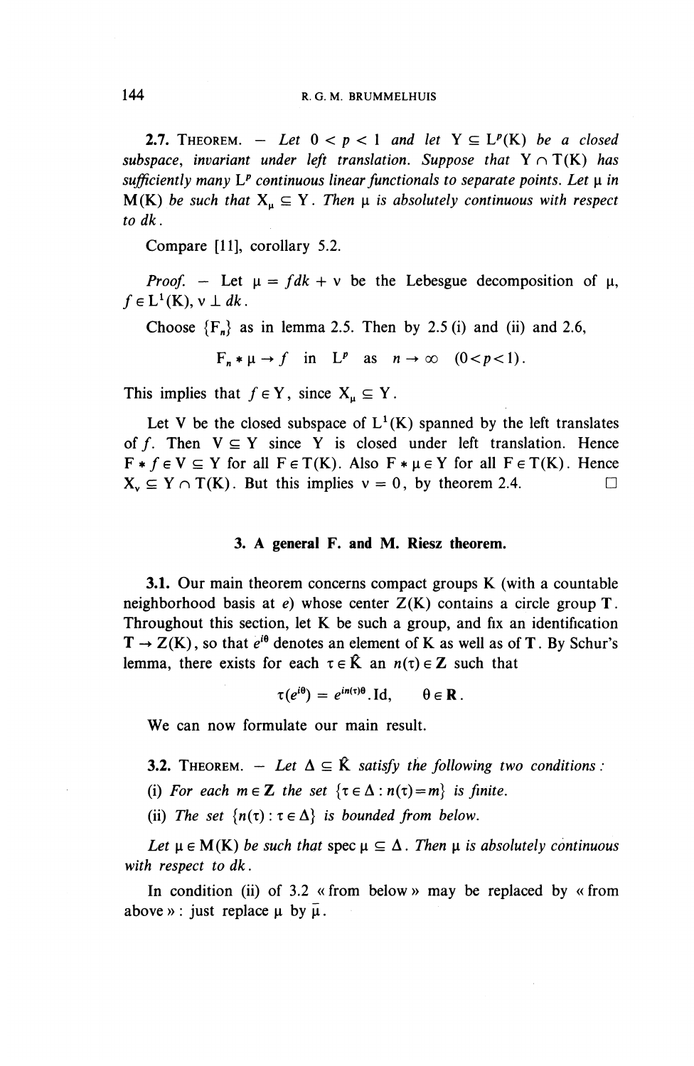**2.7. Theorem.** — *Let $0 < p < 1$ and let $Y \subseteq L^p(K)$ be a closed subspace, invariant under left translation. Suppose that $Y \cap T(K)$ has sufficiently many $L^p$ continuous linear functionals to separate points. Let $\mu$ in $M(K)$ be such that $X_\mu \subseteq Y$. Then $\mu$ is absolutely continuous with respect to $dk$.*

Compare [11], corollary 5.2.

*Proof.* — Let $\mu = f dk + \nu$ be the Lebesgue decomposition of $\mu$, $f \in L^1(K)$, $\nu \perp dk$.

Choose $\{F_n\}$ as in lemma 2.5. Then by 2.5 (i) and (ii) and 2.6,

$$F_n * \mu \to f \quad \text{in} \quad L^p \quad \text{as} \quad n \to \infty \quad (0<p<1).$$

This implies that $f \in Y$, since $X_\mu \subseteq Y$.

Let V be the closed subspace of $L^1(K)$ spanned by the left translates of $f$. Then $V \subseteq Y$ since Y is closed under left translation. Hence $F * f \in V \subseteq Y$ for all $F \in T(K)$. Also $F * \mu \in Y$ for all $F \in T(K)$. Hence $X_\nu \subseteq Y \cap T(K)$. But this implies $\nu = 0$, by theorem 2.4. □

## 3. A general F. and M. Riesz theorem.

**3.1.** Our main theorem concerns compact groups K (with a countable neighborhood basis at $e$) whose center $Z(K)$ contains a circle group **T**. Throughout this section, let K be such a group, and fix an identification $\mathbf{T} \to Z(K)$, so that $e^{i\theta}$ denotes an element of K as well as of **T**. By Schur's lemma, there exists for each $\tau \in \hat{K}$ an $n(\tau) \in \mathbf{Z}$ such that

$$\tau(e^{i\theta}) = e^{in(\tau)\theta}.\mathrm{Id}, \qquad \theta \in \mathbf{R}.$$

We can now formulate our main result.

**3.2. Theorem.** — *Let $\Delta \subseteq \hat{K}$ satisfy the following two conditions :*

*(i) For each $m \in \mathbf{Z}$ the set $\{\tau \in \Delta : n(\tau) = m\}$ is finite.*

*(ii) The set $\{n(\tau) : \tau \in \Delta\}$ is bounded from below.*

*Let $\mu \in M(K)$ be such that* spec $\mu \subseteq \Delta$. *Then $\mu$ is absolutely continuous with respect to $dk$.*

In condition (ii) of 3.2 « from below » may be replaced by « from above » : just replace $\mu$ by $\bar{\mu}$.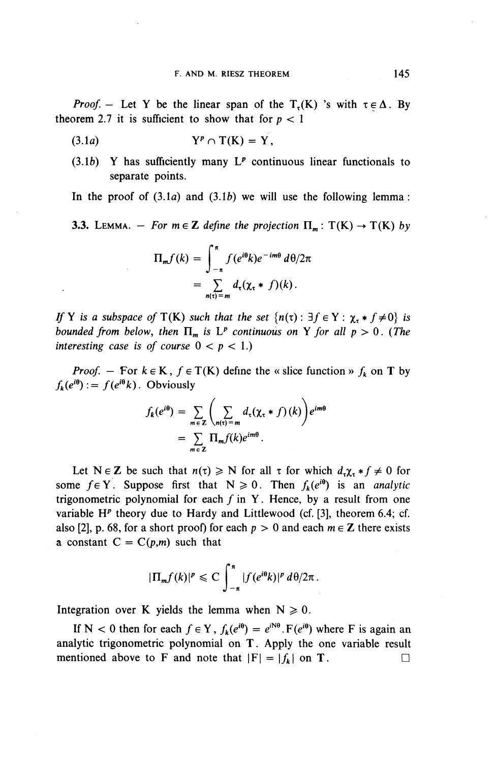*Proof.* — Let Y be the linear span of the $T_\tau(K)$ 's with $\tau \in \Delta$. By theorem 2.7 it is sufficient to show that for $p < 1$

(3.1*a*) $$Y^p \cap T(K) = Y,$$

(3.1*b*) Y has sufficiently many $L^p$ continuous linear functionals to separate points.

In the proof of (3.1*a*) and (3.1*b*) we will use the following lemma :

3.3. LEMMA. — *For* $m \in \mathbf{Z}$ *define the projection* $\Pi_m : T(K) \to T(K)$ *by*

$$\Pi_m f(k) = \int_{-\pi}^{\pi} f(e^{i\theta}k)e^{-im\theta}\, d\theta/2\pi$$
$$= \sum_{n(\tau)=m} d_\tau(\chi_\tau * f)(k).$$

*If* Y *is a subspace of* T(K) *such that the set* $\{n(\tau) : \exists f \in Y : \chi_\tau * f \neq 0\}$ *is bounded from below, then* $\Pi_m$ *is* $L^p$ *continuous on* Y *for all* $p > 0$. *(The interesting case is of course* $0 < p < 1$.)

*Proof.* — For $k \in K$, $f \in T(K)$ define the « slice function » $f_k$ on $\mathbf{T}$ by $f_k(e^{i\theta}) := f(e^{i\theta}k)$. Obviously

$$f_k(e^{i\theta}) = \sum_{m \in \mathbf{Z}} \left( \sum_{n(\tau)=m} d_\tau(\chi_\tau * f)(k) \right) e^{im\theta}$$
$$= \sum_{m \in \mathbf{Z}} \Pi_m f(k) e^{im\theta}.$$

Let $N \in \mathbf{Z}$ be such that $n(\tau) \geqslant N$ for all $\tau$ for which $d_\tau \chi_\tau * f \neq 0$ for some $f \in Y$. Suppose first that $N \geqslant 0$. Then $f_k(e^{i\theta})$ is an *analytic* trigonometric polynomial for each $f$ in Y. Hence, by a result from one variable $H^p$ theory due to Hardy and Littlewood (cf. [3], theorem 6.4; cf. also [2], p. 68, for a short proof) for each $p > 0$ and each $m \in \mathbf{Z}$ there exists a constant $C = C(p,m)$ such that

$$|\Pi_m f(k)|^p \leqslant C \int_{-\pi}^{\pi} |f(e^{i\theta}k)|^p\, d\theta/2\pi.$$

Integration over K yields the lemma when $N \geqslant 0$.

If $N < 0$ then for each $f \in Y$, $f_k(e^{i\theta}) = e^{iN\theta}.F(e^{i\theta})$ where F is again an analytic trigonometric polynomial on $\mathbf{T}$. Apply the one variable result mentioned above to F and note that $|F| = |f_k|$ on $\mathbf{T}$. □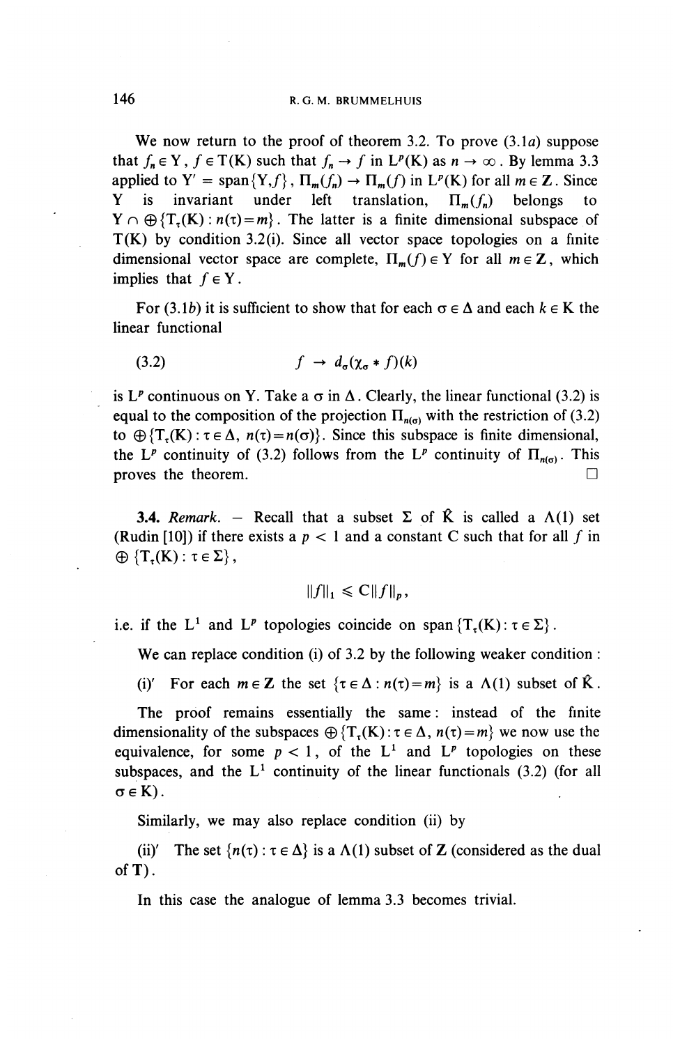We now return to the proof of theorem 3.2. To prove (3.1*a*) suppose that $f_n \in \mathrm{Y}$, $f \in \mathrm{T(K)}$ such that $f_n \to f$ in $\mathrm{L}^p(\mathrm{K})$ as $n \to \infty$. By lemma 3.3 applied to $\mathrm{Y}' = \mathrm{span}\{\mathrm{Y}, f\}$, $\Pi_m(f_n) \to \Pi_m(f)$ in $\mathrm{L}^p(\mathrm{K})$ for all $m \in \mathbf{Z}$. Since Y is invariant under left translation, $\Pi_m(f_n)$ belongs to $\mathrm{Y} \cap \oplus\{\mathrm{T}_\tau(\mathrm{K}) : n(\tau) = m\}$. The latter is a finite dimensional subspace of T(K) by condition 3.2(i). Since all vector space topologies on a finite dimensional vector space are complete, $\Pi_m(f) \in \mathrm{Y}$ for all $m \in \mathbf{Z}$, which implies that $f \in \mathrm{Y}$.

For (3.1*b*) it is sufficient to show that for each $\sigma \in \Delta$ and each $k \in \mathrm{K}$ the linear functional

$$f \to d_\sigma(\chi_\sigma * f)(k) \tag{3.2}$$

is $\mathrm{L}^p$ continuous on Y. Take a $\sigma$ in $\Delta$. Clearly, the linear functional (3.2) is equal to the composition of the projection $\Pi_{n(\sigma)}$ with the restriction of (3.2) to $\oplus\{\mathrm{T}_\tau(\mathrm{K}) : \tau \in \Delta,\ n(\tau) = n(\sigma)\}$. Since this subspace is finite dimensional, the $\mathrm{L}^p$ continuity of (3.2) follows from the $\mathrm{L}^p$ continuity of $\Pi_{n(\sigma)}$. This proves the theorem. □

**3.4.** *Remark.* — Recall that a subset $\Sigma$ of $\hat{\mathrm{K}}$ is called a $\Lambda(1)$ set (Rudin [10]) if there exists a $p < 1$ and a constant C such that for all $f$ in $\oplus\{\mathrm{T}_\tau(\mathrm{K}) : \tau \in \Sigma\}$,

$$\|f\|_1 \leqslant \mathrm{C}\|f\|_p,$$

i.e. if the $\mathrm{L}^1$ and $\mathrm{L}^p$ topologies coincide on $\mathrm{span}\{\mathrm{T}_\tau(\mathrm{K}) : \tau \in \Sigma\}$.

We can replace condition (i) of 3.2 by the following weaker condition :

(i)′ For each $m \in \mathbf{Z}$ the set $\{\tau \in \Delta : n(\tau) = m\}$ is a $\Lambda(1)$ subset of $\hat{\mathrm{K}}$.

The proof remains essentially the same: instead of the finite dimensionality of the subspaces $\oplus\{\mathrm{T}_\tau(\mathrm{K}) : \tau \in \Delta,\ n(\tau) = m\}$ we now use the equivalence, for some $p < 1$, of the $\mathrm{L}^1$ and $\mathrm{L}^p$ topologies on these subspaces, and the $\mathrm{L}^1$ continuity of the linear functionals (3.2) (for all $\sigma \in \mathrm{K}$).

Similarly, we may also replace condition (ii) by

(ii)′ The set $\{n(\tau) : \tau \in \Delta\}$ is a $\Lambda(1)$ subset of $\mathbf{Z}$ (considered as the dual of $\mathbf{T}$).

In this case the analogue of lemma 3.3 becomes trivial.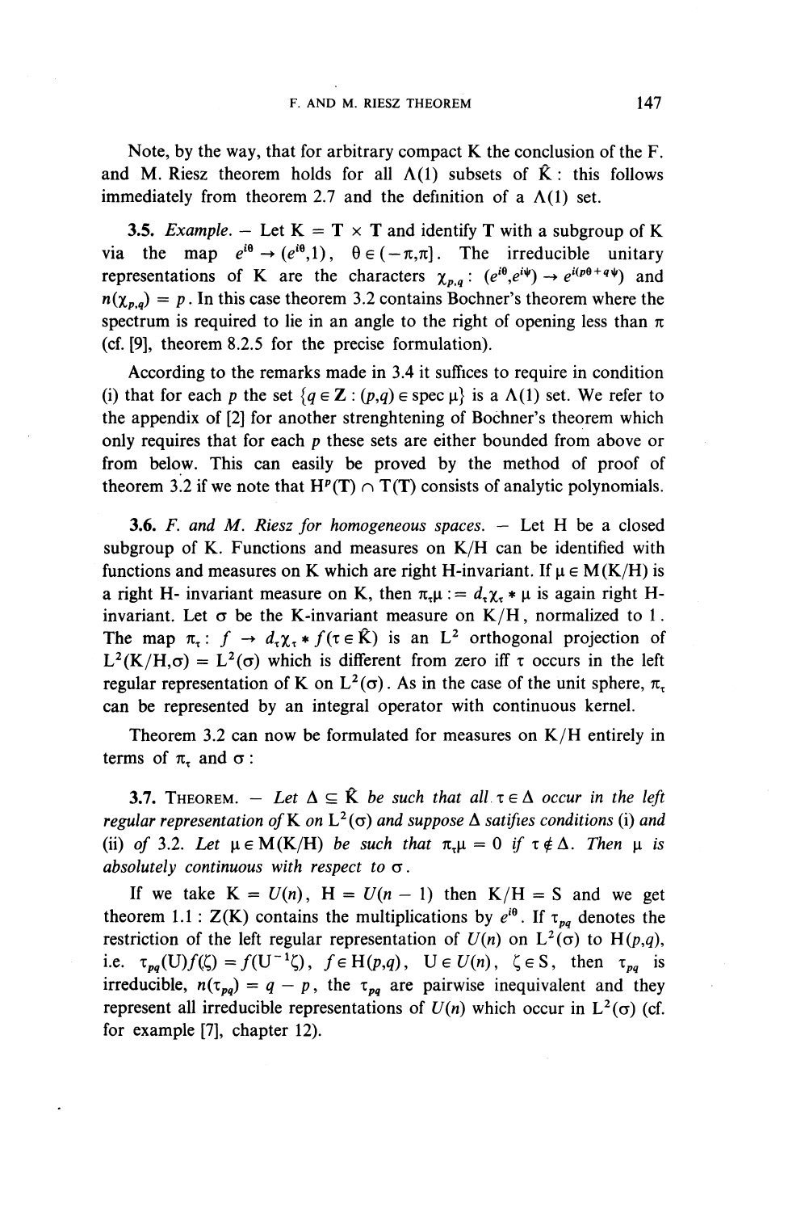Note, by the way, that for arbitrary compact K the conclusion of the F. and M. Riesz theorem holds for all $\Lambda(1)$ subsets of $\hat{K}$ : this follows immediately from theorem 2.7 and the definition of a $\Lambda(1)$ set.

**3.5.** *Example.* — Let $K = T \times T$ and identify T with a subgroup of K via the map $e^{i\theta} \to (e^{i\theta},1)$, $\theta \in (-\pi,\pi]$. The irreducible unitary representations of K are the characters $\chi_{p,q}$: $(e^{i\theta},e^{i\psi}) \to e^{i(p\theta+q\psi)}$ and $n(\chi_{p,q}) = p$. In this case theorem 3.2 contains Bochner's theorem where the spectrum is required to lie in an angle to the right of opening less than $\pi$ (cf. [9], theorem 8.2.5 for the precise formulation).

According to the remarks made in 3.4 it suffices to require in condition (i) that for each $p$ the set $\{q \in \mathbf{Z} : (p,q) \in \operatorname{spec} \mu\}$ is a $\Lambda(1)$ set. We refer to the appendix of [2] for another strenghtening of Bochner's theorem which only requires that for each $p$ these sets are either bounded from above or from below. This can easily be proved by the method of proof of theorem 3.2 if we note that $H^p(T) \cap T(T)$ consists of analytic polynomials.

**3.6.** *F. and M. Riesz for homogeneous spaces.* — Let H be a closed subgroup of K. Functions and measures on K/H can be identified with functions and measures on K which are right H-invariant. If $\mu \in M(K/H)$ is a right H- invariant measure on K, then $\pi_\tau\mu := d_\tau\chi_\tau * \mu$ is again right H-invariant. Let $\sigma$ be the K-invariant measure on K/H, normalized to 1. The map $\pi_\tau$: $f \to d_\tau\chi_\tau * f (\tau \in \hat{K})$ is an $L^2$ orthogonal projection of $L^2(K/H,\sigma) = L^2(\sigma)$ which is different from zero iff $\tau$ occurs in the left regular representation of K on $L^2(\sigma)$. As in the case of the unit sphere, $\pi_\tau$ can be represented by an integral operator with continuous kernel.

Theorem 3.2 can now be formulated for measures on K/H entirely in terms of $\pi_\tau$ and $\sigma$ :

**3.7. Theorem.** — *Let $\Delta \subseteq \hat{K}$ be such that all $\tau \in \Delta$ occur in the left regular representation of K on $L^2(\sigma)$ and suppose $\Delta$ satifies conditions* (i) *and* (ii) *of* 3.2. *Let $\mu \in M(K/H)$ be such that $\pi_\tau\mu = 0$ if $\tau \notin \Delta$. Then $\mu$ is absolutely continuous with respect to $\sigma$.*

If we take $K = U(n)$, $H = U(n-1)$ then $K/H = S$ and we get theorem 1.1 : Z(K) contains the multiplications by $e^{i\theta}$. If $\tau_{pq}$ denotes the restriction of the left regular representation of $U(n)$ on $L^2(\sigma)$ to $H(p,q)$, i.e. $\tau_{pq}(U)f(\zeta) = f(U^{-1}\zeta)$, $f \in H(p,q)$, $U \in U(n)$, $\zeta \in S$, then $\tau_{pq}$ is irreducible, $n(\tau_{pq}) = q - p$, the $\tau_{pq}$ are pairwise inequivalent and they represent all irreducible representations of $U(n)$ which occur in $L^2(\sigma)$ (cf. for example [7], chapter 12).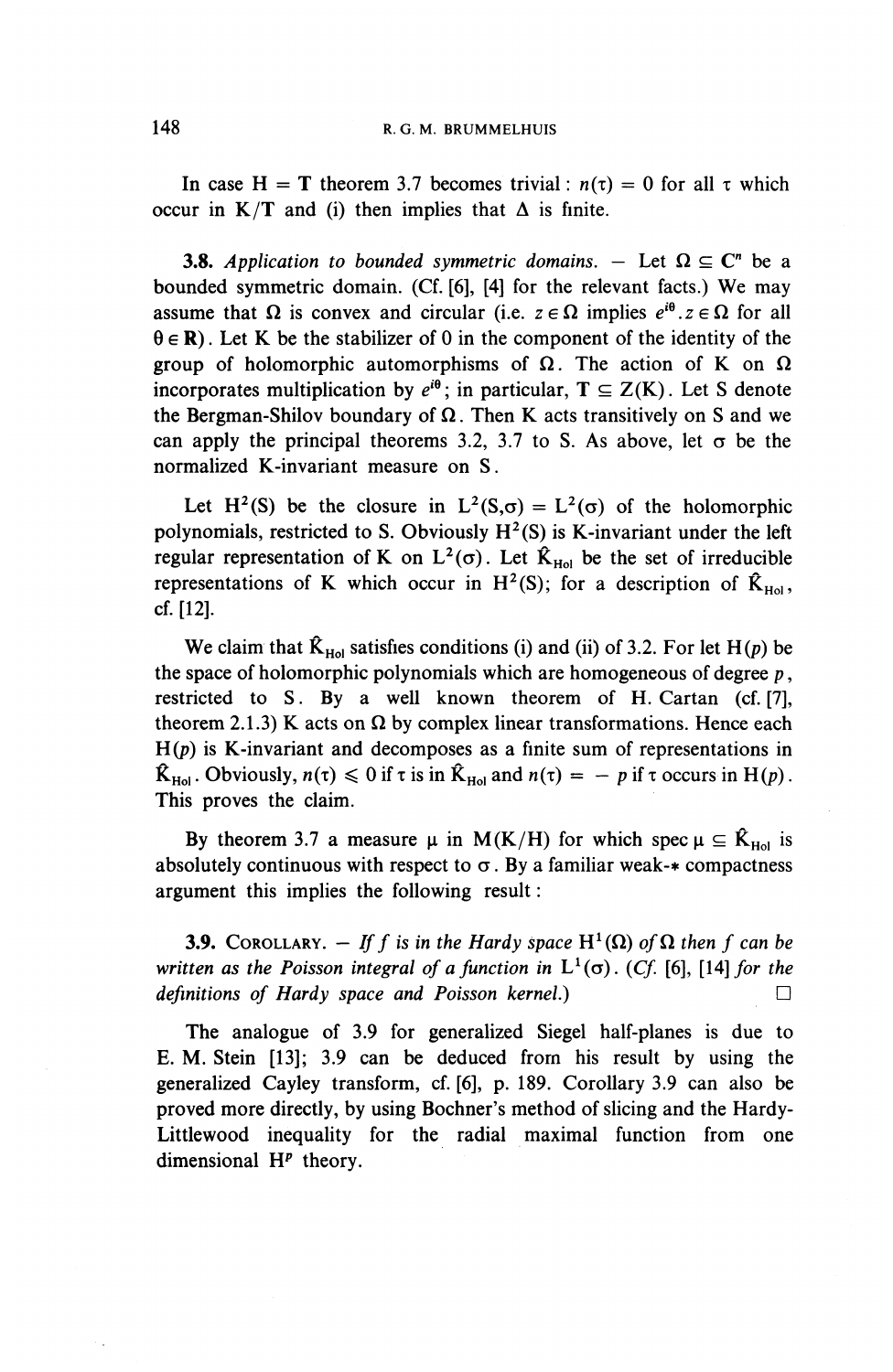In case $H = T$ theorem 3.7 becomes trivial: $n(\tau) = 0$ for all $\tau$ which occur in $K/T$ and (i) then implies that $\Delta$ is finite.

**3.8.** *Application to bounded symmetric domains.* — Let $\Omega \subseteq \mathbf{C}^n$ be a bounded symmetric domain. (Cf. [6], [4] for the relevant facts.) We may assume that $\Omega$ is convex and circular (i.e. $z \in \Omega$ implies $e^{i\theta}.z \in \Omega$ for all $\theta \in \mathbf{R}$). Let K be the stabilizer of 0 in the component of the identity of the group of holomorphic automorphisms of $\Omega$. The action of K on $\Omega$ incorporates multiplication by $e^{i\theta}$; in particular, $\mathbf{T} \subseteq Z(K)$. Let S denote the Bergman-Shilov boundary of $\Omega$. Then K acts transitively on S and we can apply the principal theorems 3.2, 3.7 to S. As above, let $\sigma$ be the normalized K-invariant measure on S.

Let $H^2(S)$ be the closure in $L^2(S,\sigma) = L^2(\sigma)$ of the holomorphic polynomials, restricted to S. Obviously $H^2(S)$ is K-invariant under the left regular representation of K on $L^2(\sigma)$. Let $\hat{K}_{\text{Hol}}$ be the set of irreducible representations of K which occur in $H^2(S)$; for a description of $\hat{K}_{\text{Hol}}$, cf. [12].

We claim that $\hat{K}_{\text{Hol}}$ satisfies conditions (i) and (ii) of 3.2. For let $H(p)$ be the space of holomorphic polynomials which are homogeneous of degree $p$, restricted to S. By a well known theorem of H. Cartan (cf. [7], theorem 2.1.3) K acts on $\Omega$ by complex linear transformations. Hence each $H(p)$ is K-invariant and decomposes as a finite sum of representations in $\hat{K}_{\text{Hol}}$. Obviously, $n(\tau) \leqslant 0$ if $\tau$ is in $\hat{K}_{\text{Hol}}$ and $n(\tau) = -p$ if $\tau$ occurs in $H(p)$. This proves the claim.

By theorem 3.7 a measure $\mu$ in $M(K/H)$ for which $\operatorname{spec} \mu \subseteq \hat{K}_{\text{Hol}}$ is absolutely continuous with respect to $\sigma$. By a familiar weak-$*$ compactness argument this implies the following result:

**3.9.** Corollary. — *If $f$ is in the Hardy space $H^1(\Omega)$ of $\Omega$ then $f$ can be written as the Poisson integral of a function in $L^1(\sigma)$. (Cf. [6], [14] for the definitions of Hardy space and Poisson kernel.)* □

The analogue of 3.9 for generalized Siegel half-planes is due to E. M. Stein [13]; 3.9 can be deduced from his result by using the generalized Cayley transform, cf. [6], p. 189. Corollary 3.9 can also be proved more directly, by using Bochner's method of slicing and the Hardy-Littlewood inequality for the radial maximal function from one dimensional $H^p$ theory.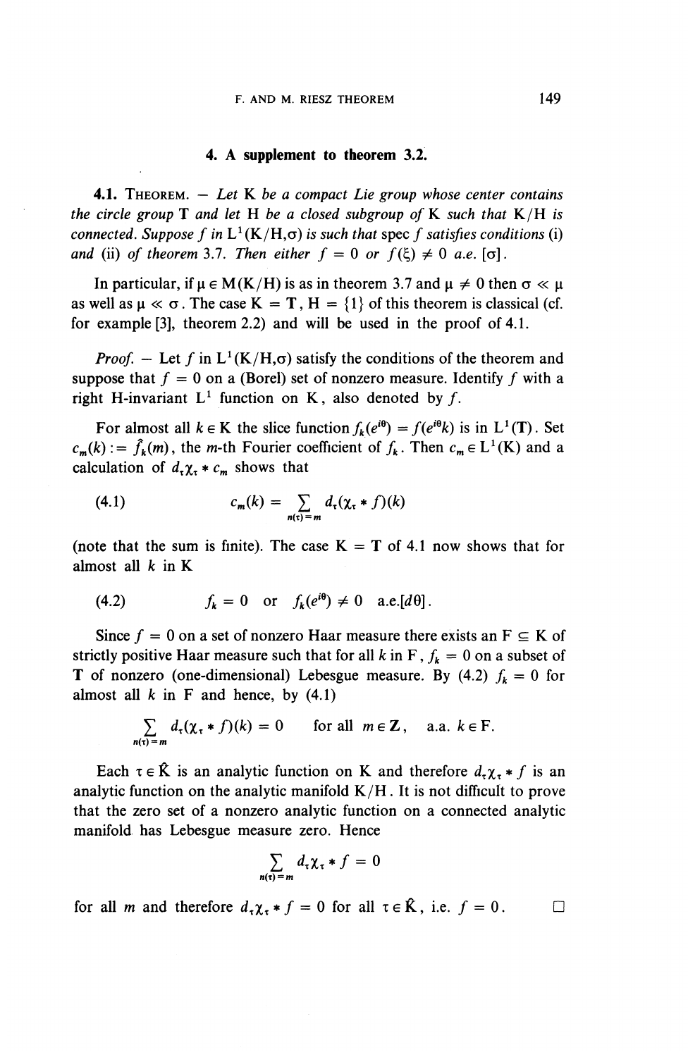## 4. A supplement to theorem 3.2.

**4.1. Theorem.** — *Let* K *be a compact Lie group whose center contains the circle group* **T** *and let* H *be a closed subgroup of* K *such that* K/H *is connected. Suppose $f$ in* $L^1(K/H,\sigma)$ *is such that* spec $f$ *satisfies conditions* (i) *and* (ii) *of theorem* 3.7. *Then either $f = 0$ or $f(\xi) \neq 0$ a.e.* $[\sigma]$.

In particular, if $\mu \in M(K/H)$ is as in theorem 3.7 and $\mu \neq 0$ then $\sigma \ll \mu$ as well as $\mu \ll \sigma$. The case $K = \mathbf{T}$, $H = \{1\}$ of this theorem is classical (cf. for example [3], theorem 2.2) and will be used in the proof of 4.1.

*Proof.* — Let $f$ in $L^1(K/H,\sigma)$ satisfy the conditions of the theorem and suppose that $f = 0$ on a (Borel) set of nonzero measure. Identify $f$ with a right H-invariant $L^1$ function on K, also denoted by $f$.

For almost all $k \in K$ the slice function $f_k(e^{i\theta}) = f(e^{i\theta}k)$ is in $L^1(\mathbf{T})$. Set $c_m(k) := \hat{f}_k(m)$, the $m$-th Fourier coefficient of $f_k$. Then $c_m \in L^1(K)$ and a calculation of $d_\tau \chi_\tau * c_m$ shows that

$$c_m(k) = \sum_{n(\tau)=m} d_\tau(\chi_\tau * f)(k) \tag{4.1}$$

(note that the sum is finite). The case $K = \mathbf{T}$ of 4.1 now shows that for almost all $k$ in K

$$f_k = 0 \quad \text{or} \quad f_k(e^{i\theta}) \neq 0 \quad \text{a.e.}[d\theta]. \tag{4.2}$$

Since $f = 0$ on a set of nonzero Haar measure there exists an $F \subseteq K$ of strictly positive Haar measure such that for all $k$ in F, $f_k = 0$ on a subset of **T** of nonzero (one-dimensional) Lebesgue measure. By (4.2) $f_k = 0$ for almost all $k$ in F and hence, by (4.1)

$$\sum_{n(\tau)=m} d_\tau(\chi_\tau * f)(k) = 0 \qquad \text{for all } m \in \mathbf{Z}, \quad \text{a.a. } k \in F.$$

Each $\tau \in \hat{K}$ is an analytic function on K and therefore $d_\tau \chi_\tau * f$ is an analytic function on the analytic manifold K/H. It is not difficult to prove that the zero set of a nonzero analytic function on a connected analytic manifold has Lebesgue measure zero. Hence

$$\sum_{n(\tau)=m} d_\tau \chi_\tau * f = 0$$

for all $m$ and therefore $d_\tau \chi_\tau * f = 0$ for all $\tau \in \hat{K}$, i.e. $f = 0$. □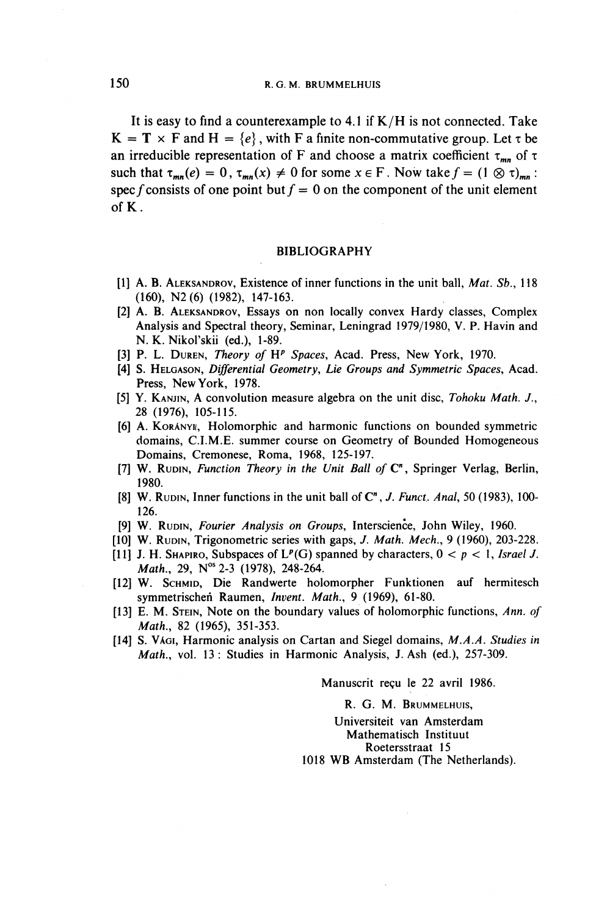It is easy to find a counterexample to 4.1 if $K/H$ is not connected. Take $K = \mathbf{T} \times F$ and $H = \{e\}$, with F a finite non-commutative group. Let $\tau$ be an irreducible representation of F and choose a matrix coefficient $\tau_{mn}$ of $\tau$ such that $\tau_{mn}(e) = 0$, $\tau_{mn}(x) \neq 0$ for some $x \in F$. Now take $f = (1 \otimes \tau)_{mn}$: spec $f$ consists of one point but $f = 0$ on the component of the unit element of K.

## BIBLIOGRAPHY

[1] A. B. Aleksandrov, Existence of inner functions in the unit ball, *Mat. Sb.*, 118 (160), N2 (6) (1982), 147-163.

[2] A. B. Aleksandrov, Essays on non locally convex Hardy classes, Complex Analysis and Spectral theory, Seminar, Leningrad 1979/1980, V. P. Havin and N. K. Nikol'skii (ed.), 1-89.

[3] P. L. Duren, *Theory of $H^p$ Spaces*, Acad. Press, New York, 1970.

[4] S. Helgason, *Differential Geometry, Lie Groups and Symmetric Spaces*, Acad. Press, New York, 1978.

[5] Y. Kanjin, A convolution measure algebra on the unit disc, *Tohoku Math. J.*, 28 (1976), 105-115.

[6] A. Korányi, Holomorphic and harmonic functions on bounded symmetric domains, C.I.M.E. summer course on Geometry of Bounded Homogeneous Domains, Cremonese, Roma, 1968, 125-197.

[7] W. Rudin, *Function Theory in the Unit Ball of $\mathbf{C}^n$*, Springer Verlag, Berlin, 1980.

[8] W. Rudin, Inner functions in the unit ball of $\mathbf{C}^n$, *J. Funct. Anal*, 50 (1983), 100-126.

[9] W. Rudin, *Fourier Analysis on Groups*, Interscience, John Wiley, 1960.

[10] W. Rudin, Trigonometric series with gaps, *J. Math. Mech.*, 9 (1960), 203-228.

[11] J. H. Shapiro, Subspaces of $L^p(G)$ spanned by characters, $0 < p < 1$, *Israel J. Math.*, 29, N$^{os}$ 2-3 (1978), 248-264.

[12] W. Schmid, Die Randwerte holomorpher Funktionen auf hermitesch symmetrischeń Raumen, *Invent. Math.*, 9 (1969), 61-80.

[13] E. M. Stein, Note on the boundary values of holomorphic functions, *Ann. of Math.*, 82 (1965), 351-353.

[14] S. Vági, Harmonic analysis on Cartan and Siegel domains, *M.A.A. Studies in Math.*, vol. 13 : Studies in Harmonic Analysis, J. Ash (ed.), 257-309.

Manuscrit reçu le 22 avril 1986.

R. G. M. Brummelhuis,
Universiteit van Amsterdam
Mathematisch Instituut
Roetersstraat 15
1018 WB Amsterdam (The Netherlands).